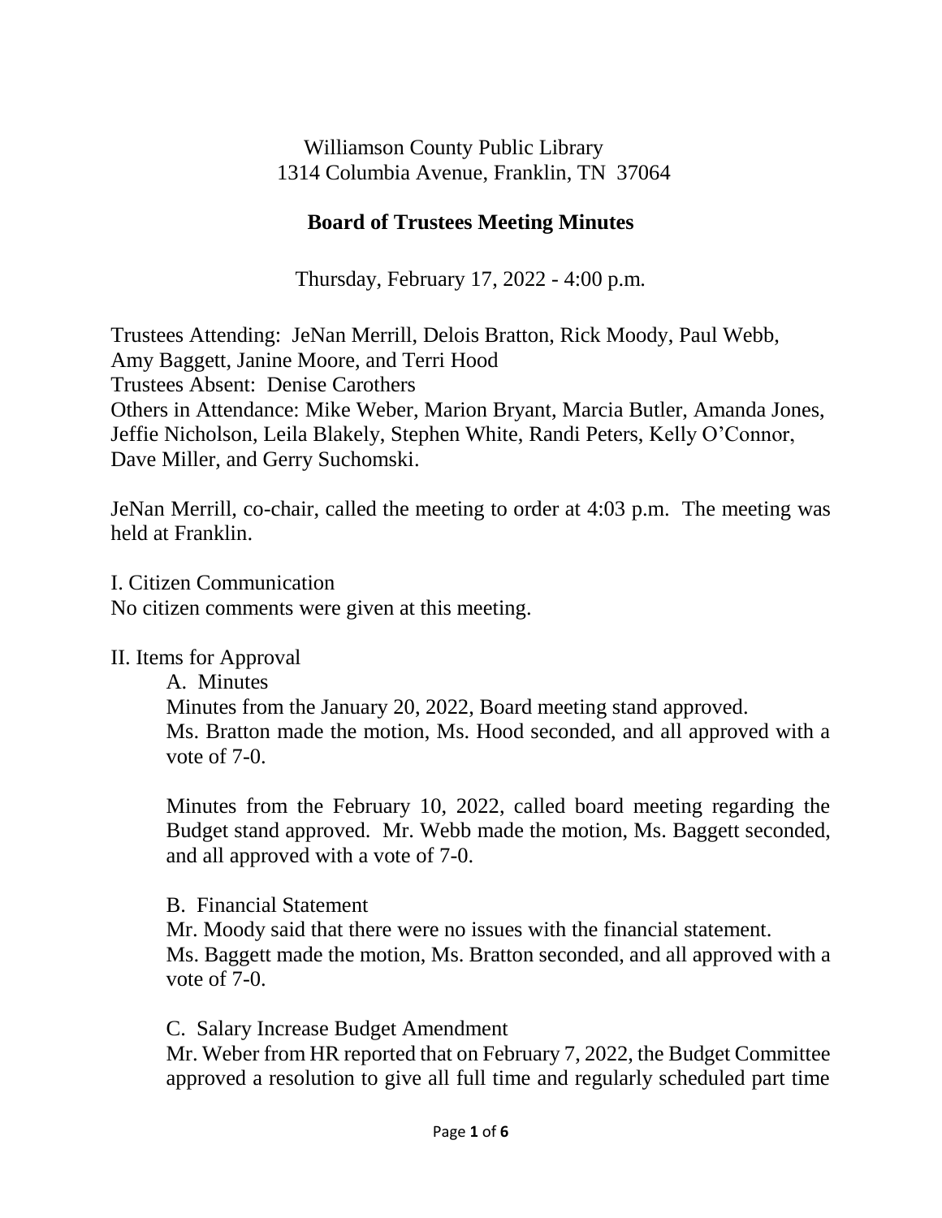Williamson County Public Library
1314 Columbia Avenue, Franklin, TN 37064

# Board of Trustees Meeting Minutes

Thursday, February 17, 2022 - 4:00 p.m.

Trustees Attending: JeNan Merrill, Delois Bratton, Rick Moody, Paul Webb, Amy Baggett, Janine Moore, and Terri Hood
Trustees Absent: Denise Carothers
Others in Attendance: Mike Weber, Marion Bryant, Marcia Butler, Amanda Jones, Jeffie Nicholson, Leila Blakely, Stephen White, Randi Peters, Kelly O'Connor, Dave Miller, and Gerry Suchomski.

JeNan Merrill, co-chair, called the meeting to order at 4:03 p.m. The meeting was held at Franklin.

I. Citizen Communication
No citizen comments were given at this meeting.

II. Items for Approval

A. Minutes
Minutes from the January 20, 2022, Board meeting stand approved. Ms. Bratton made the motion, Ms. Hood seconded, and all approved with a vote of 7-0.

Minutes from the February 10, 2022, called board meeting regarding the Budget stand approved. Mr. Webb made the motion, Ms. Baggett seconded, and all approved with a vote of 7-0.

B. Financial Statement
Mr. Moody said that there were no issues with the financial statement. Ms. Baggett made the motion, Ms. Bratton seconded, and all approved with a vote of 7-0.

C. Salary Increase Budget Amendment
Mr. Weber from HR reported that on February 7, 2022, the Budget Committee approved a resolution to give all full time and regularly scheduled part time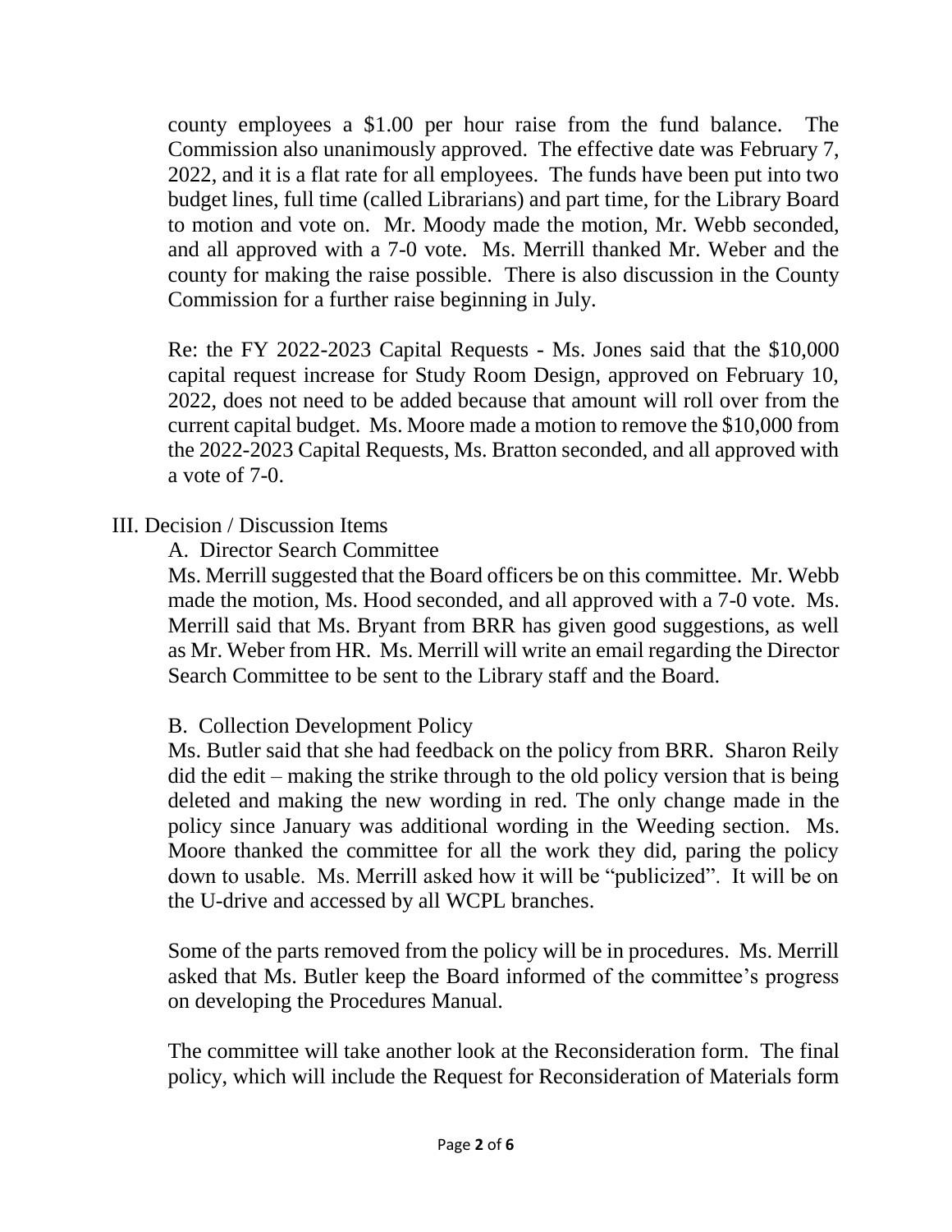county employees a $1.00 per hour raise from the fund balance. The Commission also unanimously approved. The effective date was February 7, 2022, and it is a flat rate for all employees. The funds have been put into two budget lines, full time (called Librarians) and part time, for the Library Board to motion and vote on. Mr. Moody made the motion, Mr. Webb seconded, and all approved with a 7-0 vote. Ms. Merrill thanked Mr. Weber and the county for making the raise possible. There is also discussion in the County Commission for a further raise beginning in July.

Re: the FY 2022-2023 Capital Requests - Ms. Jones said that the $10,000 capital request increase for Study Room Design, approved on February 10, 2022, does not need to be added because that amount will roll over from the current capital budget. Ms. Moore made a motion to remove the $10,000 from the 2022-2023 Capital Requests, Ms. Bratton seconded, and all approved with a vote of 7-0.

III. Decision / Discussion Items

A. Director Search Committee

Ms. Merrill suggested that the Board officers be on this committee. Mr. Webb made the motion, Ms. Hood seconded, and all approved with a 7-0 vote. Ms. Merrill said that Ms. Bryant from BRR has given good suggestions, as well as Mr. Weber from HR. Ms. Merrill will write an email regarding the Director Search Committee to be sent to the Library staff and the Board.

B. Collection Development Policy

Ms. Butler said that she had feedback on the policy from BRR. Sharon Reily did the edit – making the strike through to the old policy version that is being deleted and making the new wording in red. The only change made in the policy since January was additional wording in the Weeding section. Ms. Moore thanked the committee for all the work they did, paring the policy down to usable. Ms. Merrill asked how it will be "publicized". It will be on the U-drive and accessed by all WCPL branches.

Some of the parts removed from the policy will be in procedures. Ms. Merrill asked that Ms. Butler keep the Board informed of the committee's progress on developing the Procedures Manual.

The committee will take another look at the Reconsideration form. The final policy, which will include the Request for Reconsideration of Materials form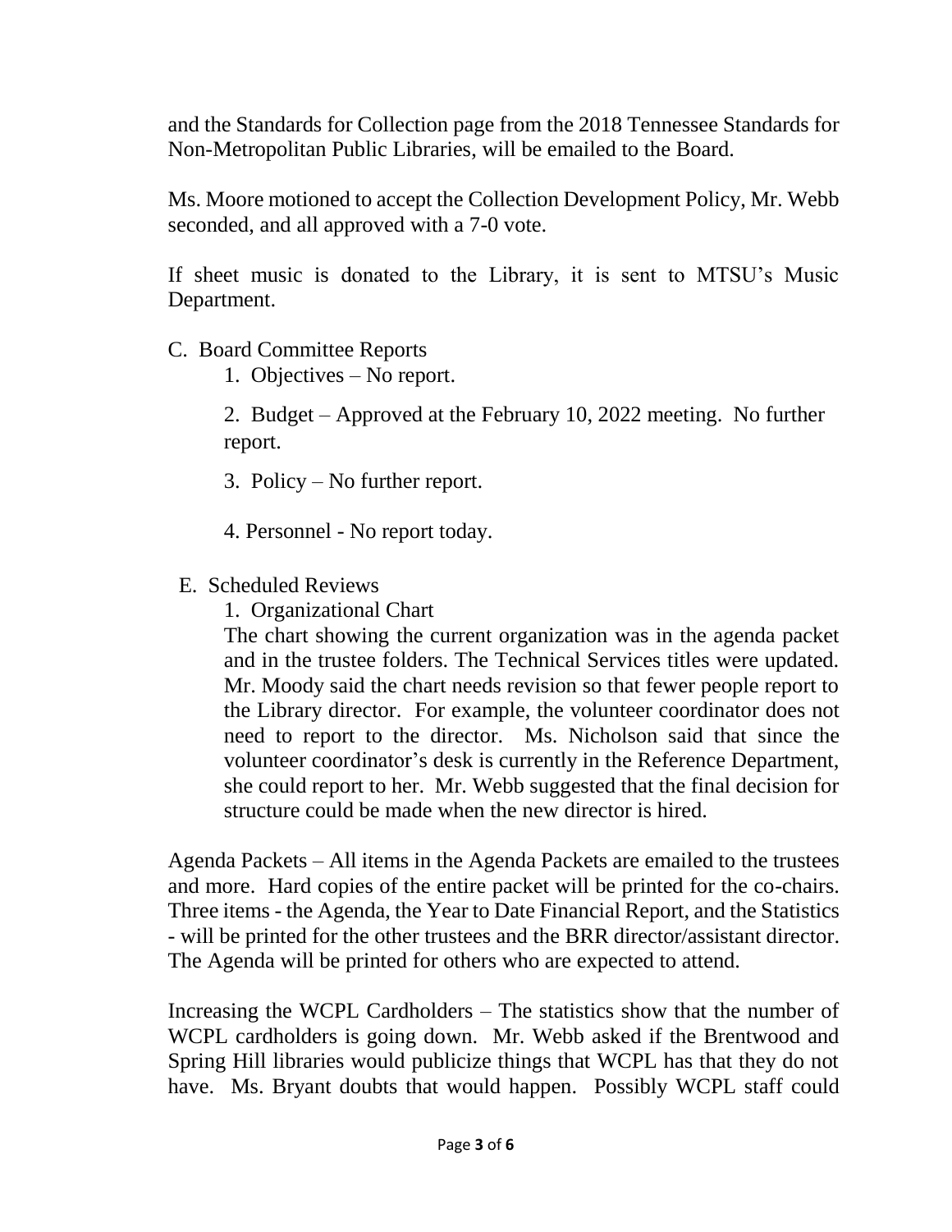and the Standards for Collection page from the 2018 Tennessee Standards for Non-Metropolitan Public Libraries, will be emailed to the Board.

Ms. Moore motioned to accept the Collection Development Policy, Mr. Webb seconded, and all approved with a 7-0 vote.

If sheet music is donated to the Library, it is sent to MTSU's Music Department.

C. Board Committee Reports

   1. Objectives – No report.

   2. Budget – Approved at the February 10, 2022 meeting. No further report.

   3. Policy – No further report.

   4. Personnel - No report today.

E. Scheduled Reviews

   1. Organizational Chart

   The chart showing the current organization was in the agenda packet and in the trustee folders. The Technical Services titles were updated. Mr. Moody said the chart needs revision so that fewer people report to the Library director. For example, the volunteer coordinator does not need to report to the director. Ms. Nicholson said that since the volunteer coordinator's desk is currently in the Reference Department, she could report to her. Mr. Webb suggested that the final decision for structure could be made when the new director is hired.

Agenda Packets – All items in the Agenda Packets are emailed to the trustees and more. Hard copies of the entire packet will be printed for the co-chairs. Three items - the Agenda, the Year to Date Financial Report, and the Statistics - will be printed for the other trustees and the BRR director/assistant director. The Agenda will be printed for others who are expected to attend.

Increasing the WCPL Cardholders – The statistics show that the number of WCPL cardholders is going down. Mr. Webb asked if the Brentwood and Spring Hill libraries would publicize things that WCPL has that they do not have. Ms. Bryant doubts that would happen. Possibly WCPL staff could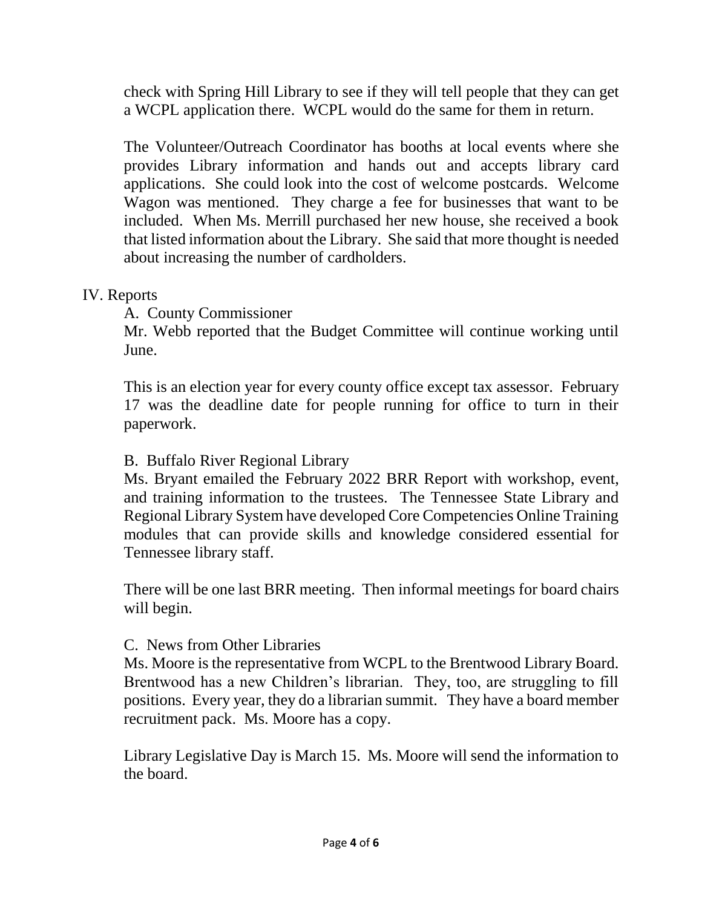check with Spring Hill Library to see if they will tell people that they can get a WCPL application there. WCPL would do the same for them in return.

The Volunteer/Outreach Coordinator has booths at local events where she provides Library information and hands out and accepts library card applications. She could look into the cost of welcome postcards. Welcome Wagon was mentioned. They charge a fee for businesses that want to be included. When Ms. Merrill purchased her new house, she received a book that listed information about the Library. She said that more thought is needed about increasing the number of cardholders.

IV. Reports

A. County Commissioner

Mr. Webb reported that the Budget Committee will continue working until June.

This is an election year for every county office except tax assessor. February 17 was the deadline date for people running for office to turn in their paperwork.

B. Buffalo River Regional Library

Ms. Bryant emailed the February 2022 BRR Report with workshop, event, and training information to the trustees. The Tennessee State Library and Regional Library System have developed Core Competencies Online Training modules that can provide skills and knowledge considered essential for Tennessee library staff.

There will be one last BRR meeting. Then informal meetings for board chairs will begin.

C. News from Other Libraries

Ms. Moore is the representative from WCPL to the Brentwood Library Board. Brentwood has a new Children's librarian. They, too, are struggling to fill positions. Every year, they do a librarian summit. They have a board member recruitment pack. Ms. Moore has a copy.

Library Legislative Day is March 15. Ms. Moore will send the information to the board.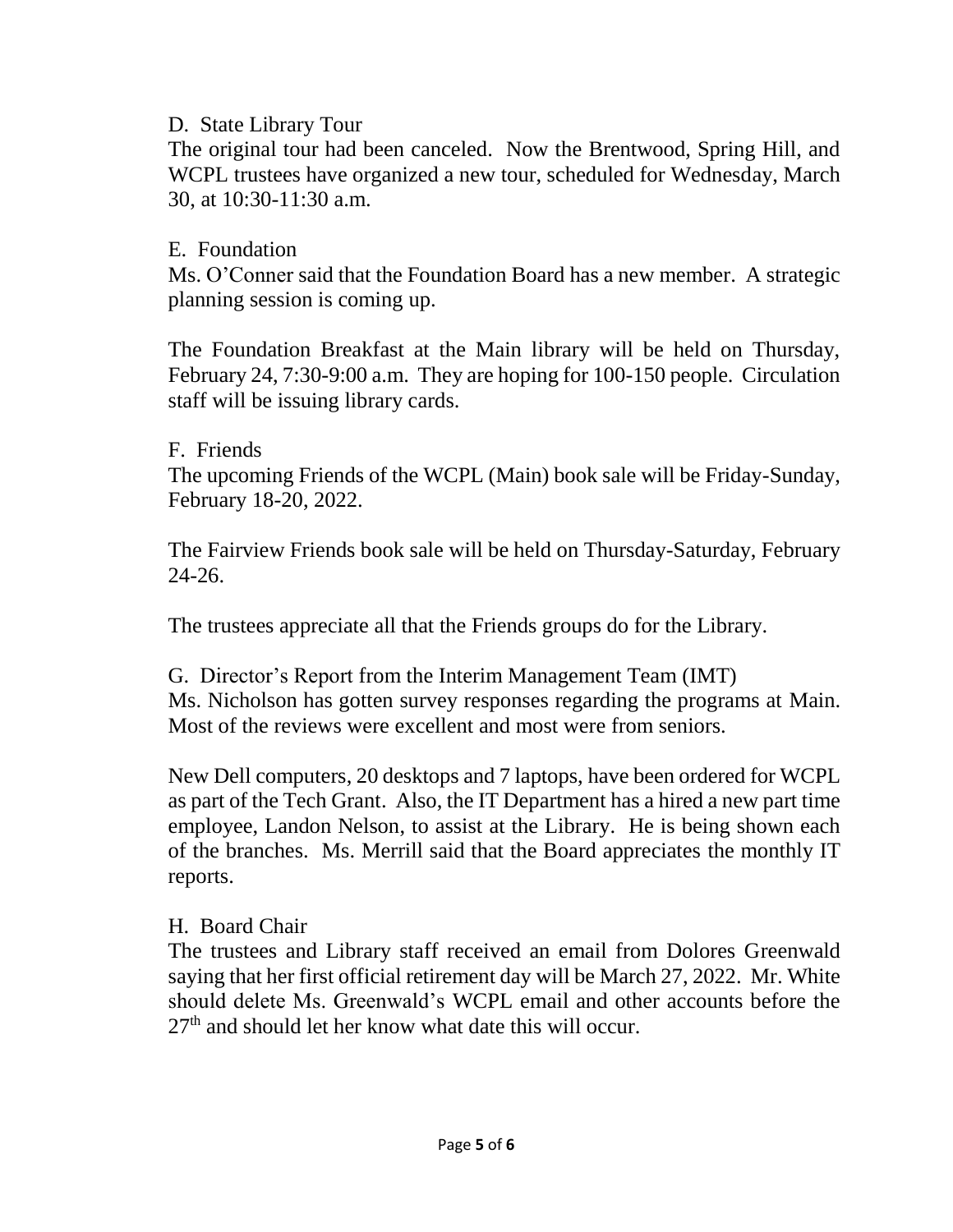D. State Library Tour

The original tour had been canceled. Now the Brentwood, Spring Hill, and WCPL trustees have organized a new tour, scheduled for Wednesday, March 30, at 10:30-11:30 a.m.

E. Foundation

Ms. O'Conner said that the Foundation Board has a new member. A strategic planning session is coming up.

The Foundation Breakfast at the Main library will be held on Thursday, February 24, 7:30-9:00 a.m. They are hoping for 100-150 people. Circulation staff will be issuing library cards.

F. Friends

The upcoming Friends of the WCPL (Main) book sale will be Friday-Sunday, February 18-20, 2022.

The Fairview Friends book sale will be held on Thursday-Saturday, February 24-26.

The trustees appreciate all that the Friends groups do for the Library.

G. Director's Report from the Interim Management Team (IMT)

Ms. Nicholson has gotten survey responses regarding the programs at Main. Most of the reviews were excellent and most were from seniors.

New Dell computers, 20 desktops and 7 laptops, have been ordered for WCPL as part of the Tech Grant. Also, the IT Department has a hired a new part time employee, Landon Nelson, to assist at the Library. He is being shown each of the branches. Ms. Merrill said that the Board appreciates the monthly IT reports.

H. Board Chair

The trustees and Library staff received an email from Dolores Greenwald saying that her first official retirement day will be March 27, 2022. Mr. White should delete Ms. Greenwald's WCPL email and other accounts before the 27th and should let her know what date this will occur.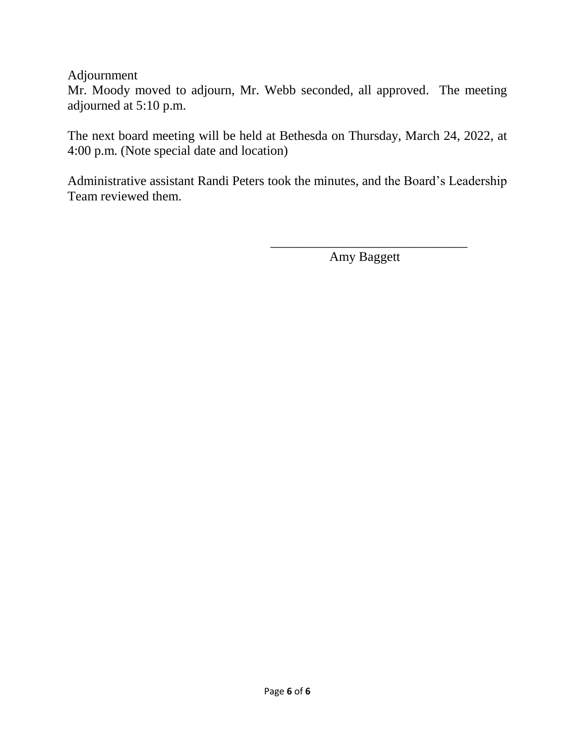Adjournment

Mr. Moody moved to adjourn, Mr. Webb seconded, all approved. The meeting adjourned at 5:10 p.m.

The next board meeting will be held at Bethesda on Thursday, March 24, 2022, at 4:00 p.m. (Note special date and location)

Administrative assistant Randi Peters took the minutes, and the Board's Leadership Team reviewed them.

______________________________

Amy Baggett